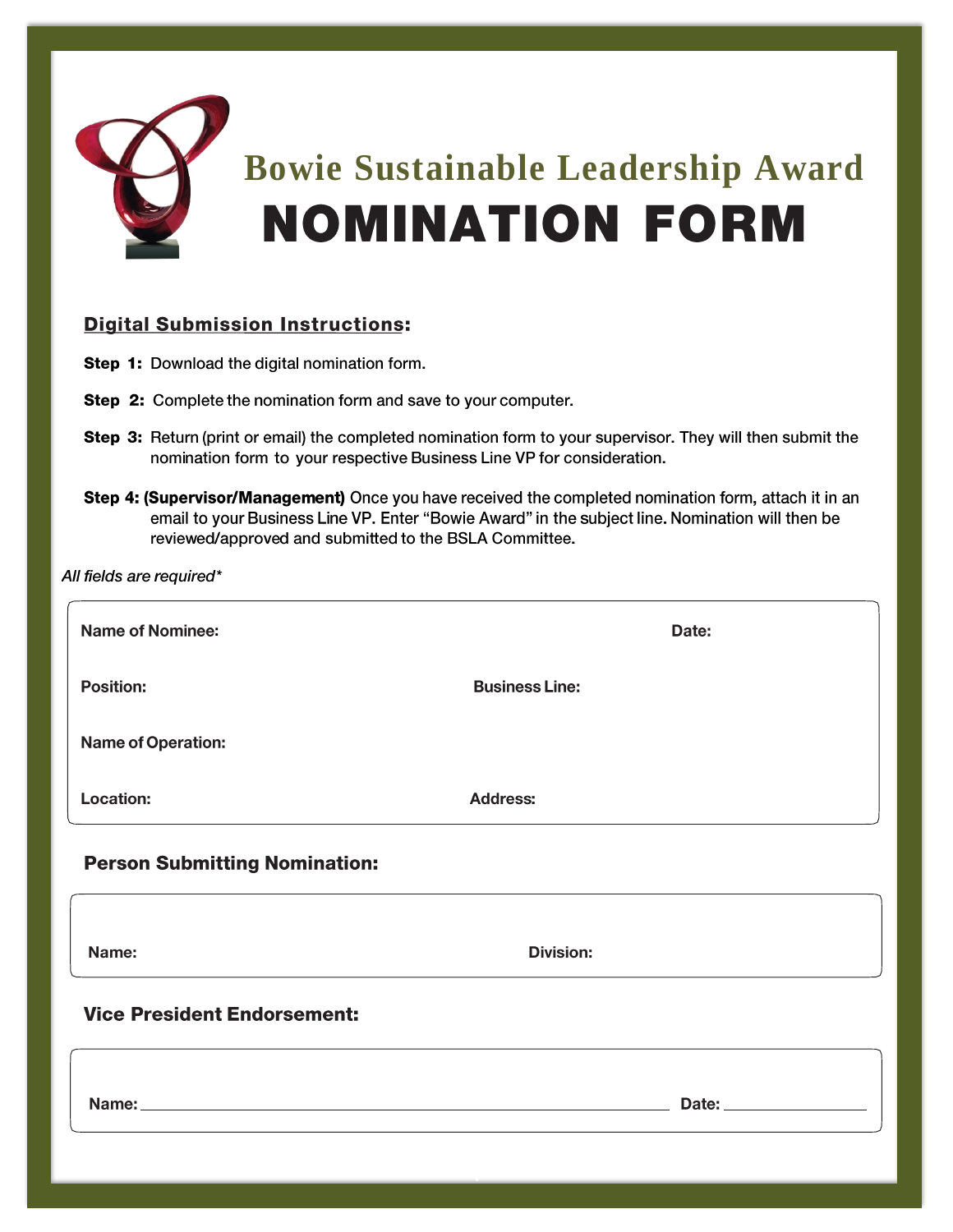# Bowie Sustainable Leadership Award

# NOMINATION FORM

## Digital Submission Instructions:

**Step 1:** Download the digital nomination form.

**Step 2:** Complete the nomination form and save to your computer.

**Step 3:** Return (print or email) the completed nomination form to your supervisor. They will then submit the nomination form to your respective Business Line VP for consideration.

**Step 4: (Supervisor/Management)** Once you have received the completed nomination form, attach it in an email to your Business Line VP. Enter "Bowie Award" in the subject line. Nomination will then be reviewed/approved and submitted to the BSLA Committee.

*All fields are required**

**Name of Nominee:**

**Date:**

**Position:**

**Business Line:**

**Name of Operation:**

**Location:**

**Address:**

### Person Submitting Nomination:

**Name:**

**Division:**

### Vice President Endorsement:

**Name:** ____________________________________________ **Date:** ______________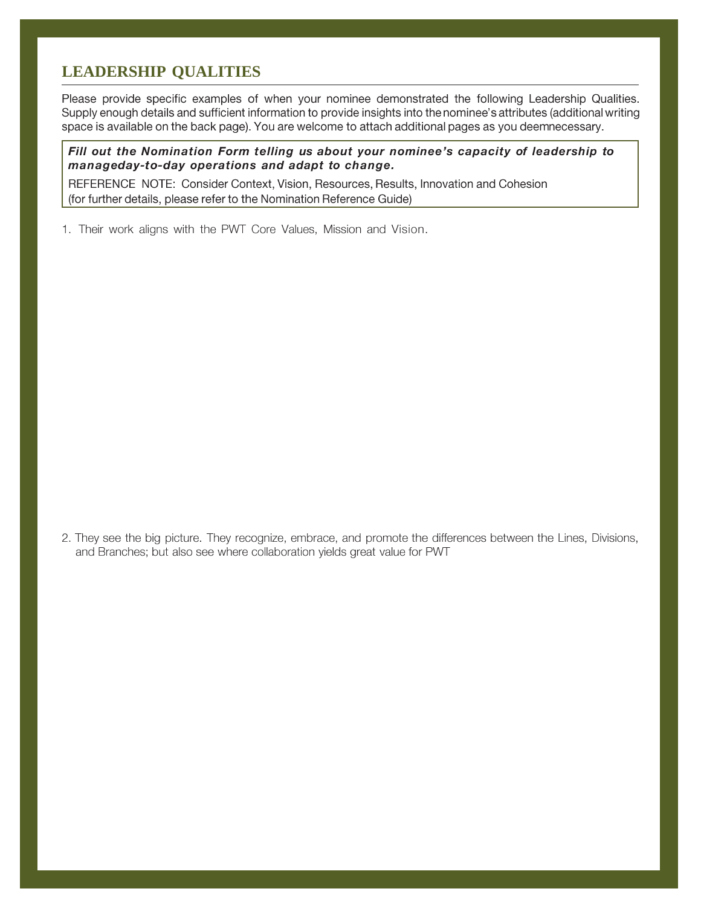## LEADERSHIP QUALITIES

Please provide specific examples of when your nominee demonstrated the following Leadership Qualities. Supply enough details and sufficient information to provide insights into the nominee's attributes (additional writing space is available on the back page). You are welcome to attach additional pages as you deemnecessary.

***Fill out the Nomination Form telling us about your nominee's capacity of leadership to manageday-to-day operations and adapt to change.***

REFERENCE NOTE: Consider Context, Vision, Resources, Results, Innovation and Cohesion (for further details, please refer to the Nomination Reference Guide)

1. Their work aligns with the PWT Core Values, Mission and Vision.

2. They see the big picture. They recognize, embrace, and promote the differences between the Lines, Divisions, and Branches; but also see where collaboration yields great value for PWT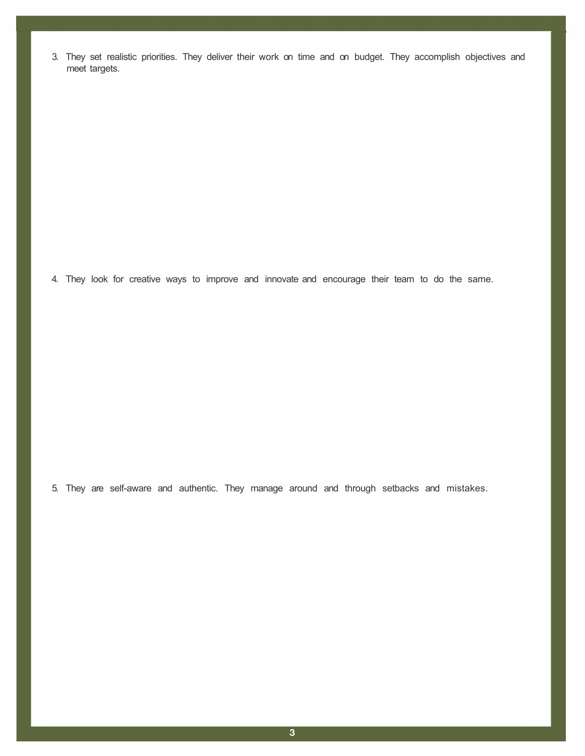3. They set realistic priorities. They deliver their work on time and on budget. They accomplish objectives and meet targets.

4. They look for creative ways to improve and innovate and encourage their team to do the same.

5. They are self-aware and authentic. They manage around and through setbacks and mistakes.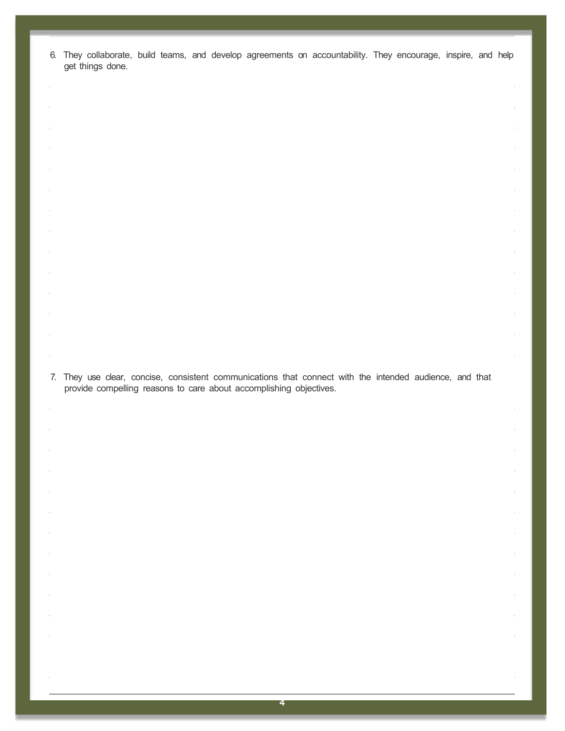6. They collaborate, build teams, and develop agreements on accountability. They encourage, inspire, and help get things done.

7. They use clear, concise, consistent communications that connect with the intended audience, and that provide compelling reasons to care about accomplishing objectives.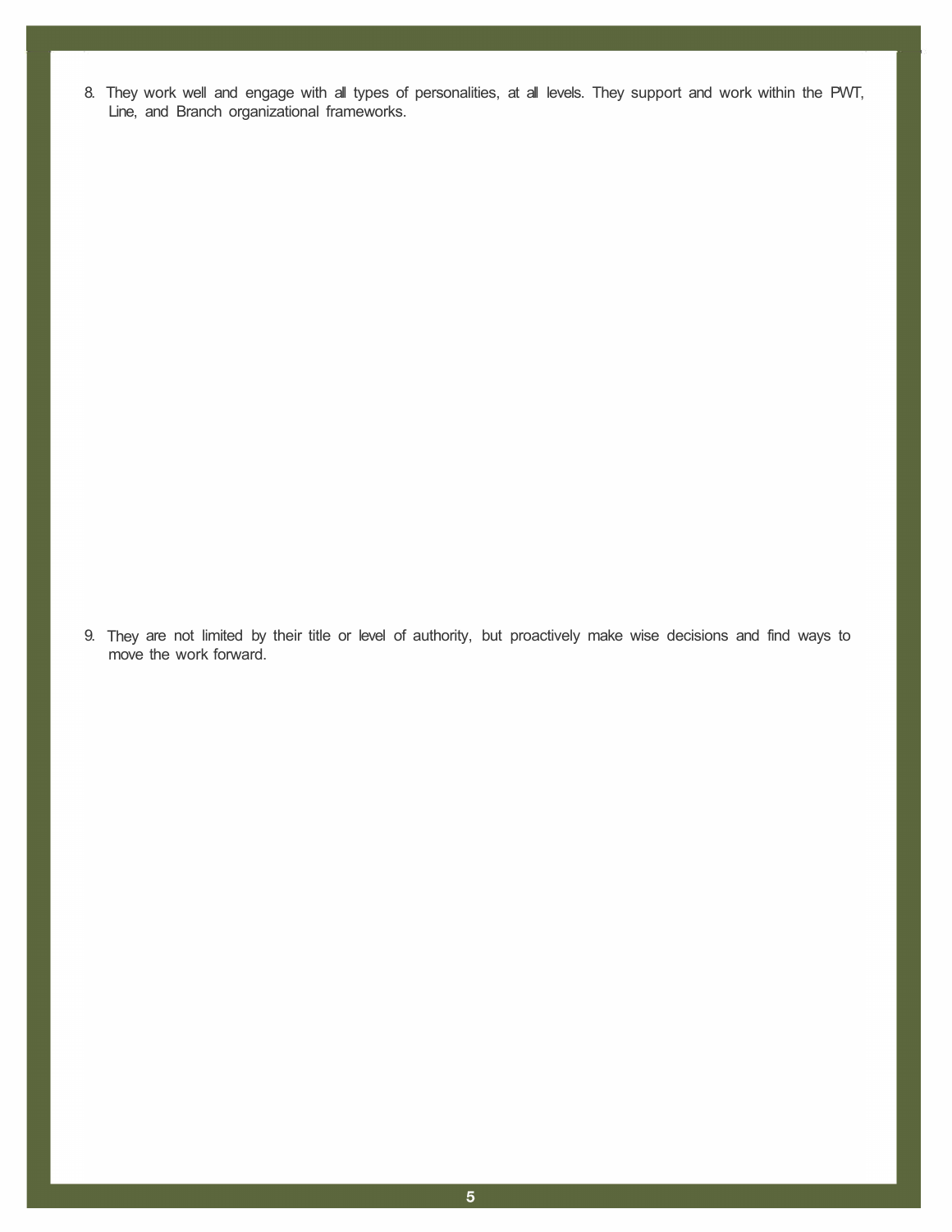8. They work well and engage with all types of personalities, at all levels. They support and work within the PWT, Line, and Branch organizational frameworks.

9. They are not limited by their title or level of authority, but proactively make wise decisions and find ways to move the work forward.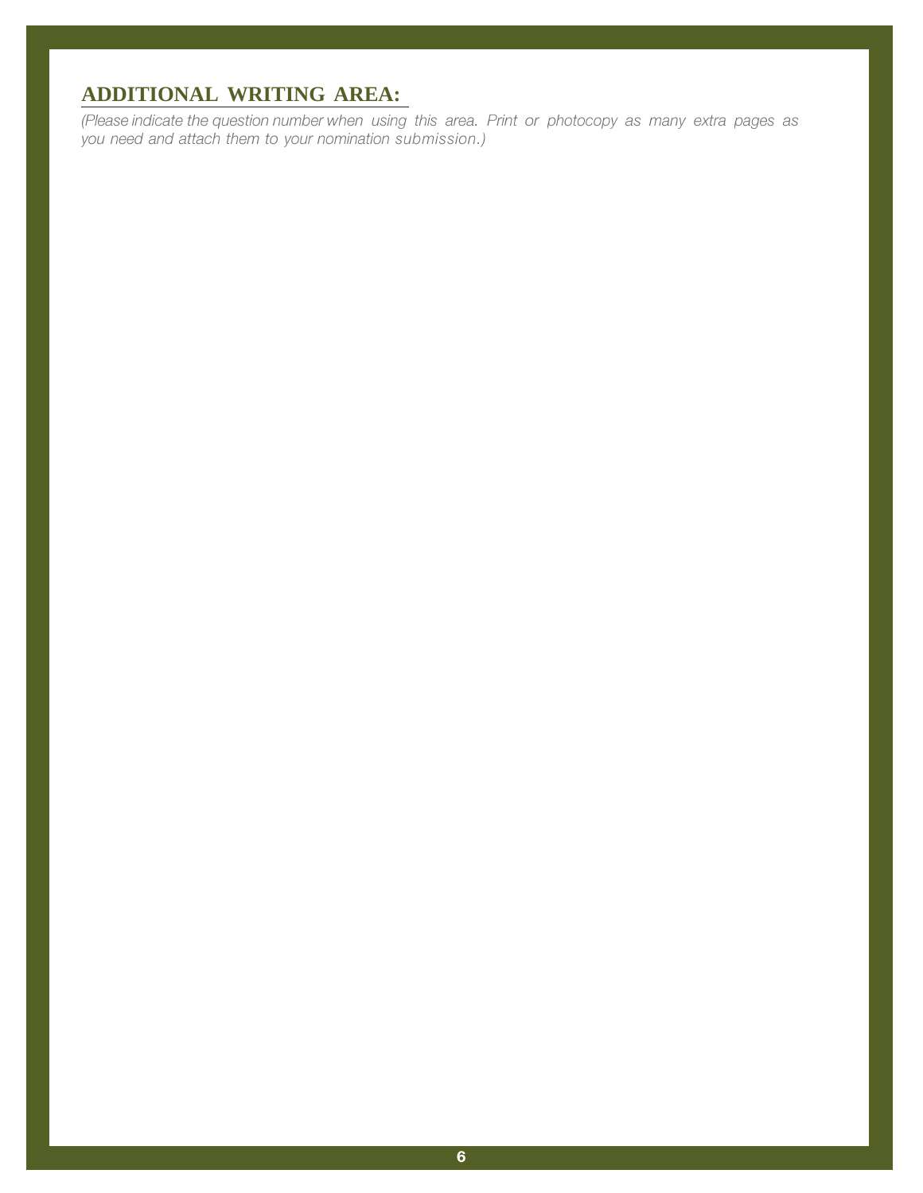## ADDITIONAL WRITING AREA:

*(Please indicate the question number when using this area. Print or photocopy as many extra pages as you need and attach them to your nomination submission.)*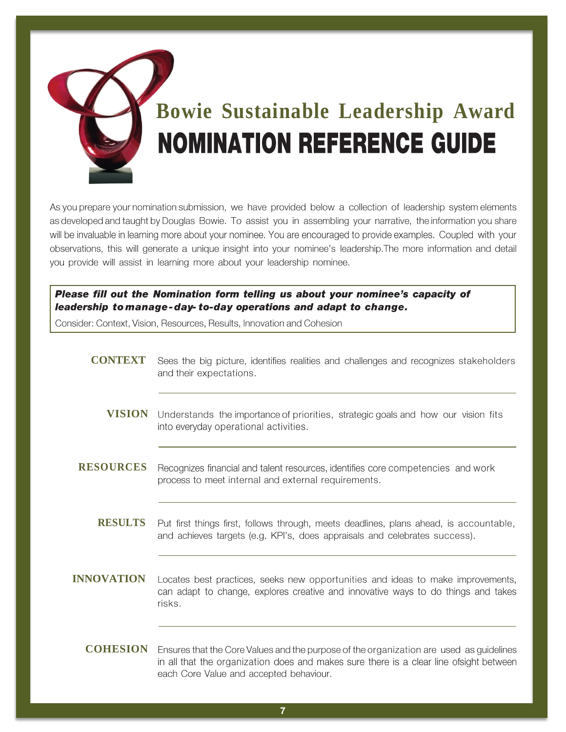# Bowie Sustainable Leadership Award

# NOMINATION REFERENCE GUIDE

As you prepare your nomination submission, we have provided below a collection of leadership system elements as developed and taught by Douglas Bowie. To assist you in assembling your narrative, the information you share will be invaluable in learning more about your nominee. You are encouraged to provide examples. Coupled with your observations, this will generate a unique insight into your nominee's leadership.The more information and detail you provide will assist in learning more about your leadership nominee.

***Please fill out the Nomination form telling us about your nominee's capacity of leadership to manage-day- to-day operations and adapt to change.***

Consider: Context, Vision, Resources, Results, Innovation and Cohesion

**CONTEXT** Sees the big picture, identifies realities and challenges and recognizes stakeholders and their expectations.

**VISION** Understands the importance of priorities, strategic goals and how our vision fits into everyday operational activities.

**RESOURCES** Recognizes financial and talent resources, identifies core competencies and work process to meet internal and external requirements.

**RESULTS** Put first things first, follows through, meets deadlines, plans ahead, is accountable, and achieves targets (e.g. KPI's, does appraisals and celebrates success).

**INNOVATION** Locates best practices, seeks new opportunities and ideas to make improvements, can adapt to change, explores creative and innovative ways to do things and takes risks.

**COHESION** Ensures that the Core Values and the purpose of the organization are used as guidelines in all that the organization does and makes sure there is a clear line ofsight between each Core Value and accepted behaviour.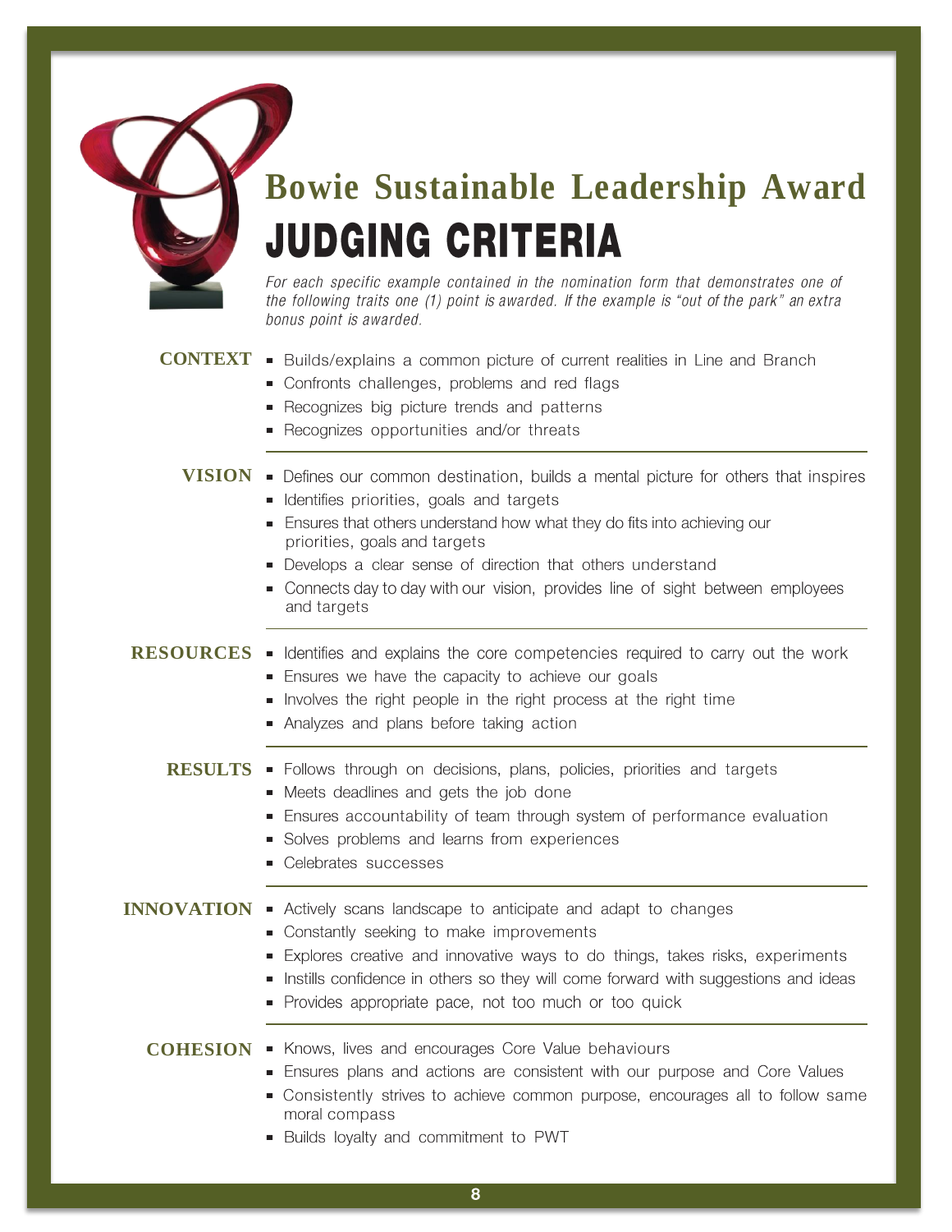# Bowie Sustainable Leadership Award

# JUDGING CRITERIA

*For each specific example contained in the nomination form that demonstrates one of the following traits one (1) point is awarded. If the example is "out of the park" an extra bonus point is awarded.*

**CONTEXT**

- Builds/explains a common picture of current realities in Line and Branch
- Confronts challenges, problems and red flags
- Recognizes big picture trends and patterns
- Recognizes opportunities and/or threats

**VISION**

- Defines our common destination, builds a mental picture for others that inspires
- Identifies priorities, goals and targets
- Ensures that others understand how what they do fits into achieving our priorities, goals and targets
- Develops a clear sense of direction that others understand
- Connects day to day with our vision, provides line of sight between employees and targets

**RESOURCES**

- Identifies and explains the core competencies required to carry out the work
- Ensures we have the capacity to achieve our goals
- Involves the right people in the right process at the right time
- Analyzes and plans before taking action

**RESULTS**

- Follows through on decisions, plans, policies, priorities and targets
- Meets deadlines and gets the job done
- Ensures accountability of team through system of performance evaluation
- Solves problems and learns from experiences
- Celebrates successes

**INNOVATION**

- Actively scans landscape to anticipate and adapt to changes
- Constantly seeking to make improvements
- Explores creative and innovative ways to do things, takes risks, experiments
- Instills confidence in others so they will come forward with suggestions and ideas
- Provides appropriate pace, not too much or too quick

**COHESION**

- Knows, lives and encourages Core Value behaviours
- Ensures plans and actions are consistent with our purpose and Core Values
- Consistently strives to achieve common purpose, encourages all to follow same moral compass
- Builds loyalty and commitment to PWT